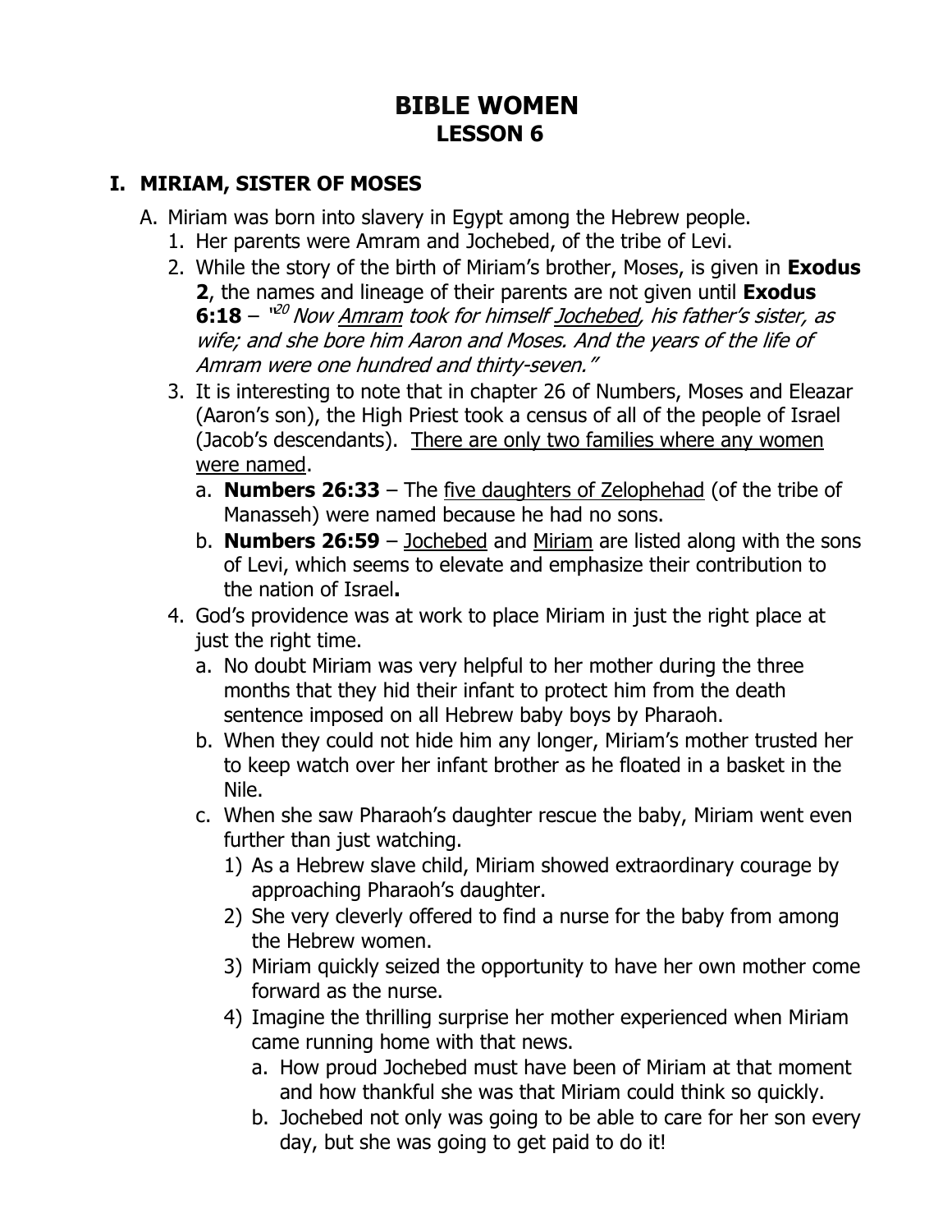# BIBLE WOMEN
## LESSON 6

### I. MIRIAM, SISTER OF MOSES

A. Miriam was born into slavery in Egypt among the Hebrew people.

1. Her parents were Amram and Jochebed, of the tribe of Levi.
2. While the story of the birth of Miriam's brother, Moses, is given in **Exodus 2**, the names and lineage of their parents are not given until **Exodus 6:18** – "[20] *Now Amram took for himself Jochebed, his father's sister, as wife; and she bore him Aaron and Moses. And the years of the life of Amram were one hundred and thirty-seven."*
3. It is interesting to note that in chapter 26 of Numbers, Moses and Eleazar (Aaron's son), the High Priest took a census of all of the people of Israel (Jacob's descendants). <u>There are only two families where any women were named</u>.
   a. **Numbers 26:33** – The <u>five daughters of Zelophehad</u> (of the tribe of Manasseh) were named because he had no sons.
   b. **Numbers 26:59** – <u>Jochebed</u> and <u>Miriam</u> are listed along with the sons of Levi, which seems to elevate and emphasize their contribution to the nation of Israel**.**
4. God's providence was at work to place Miriam in just the right place at just the right time.
   a. No doubt Miriam was very helpful to her mother during the three months that they hid their infant to protect him from the death sentence imposed on all Hebrew baby boys by Pharaoh.
   b. When they could not hide him any longer, Miriam's mother trusted her to keep watch over her infant brother as he floated in a basket in the Nile.
   c. When she saw Pharaoh's daughter rescue the baby, Miriam went even further than just watching.
      1) As a Hebrew slave child, Miriam showed extraordinary courage by approaching Pharaoh's daughter.
      2) She very cleverly offered to find a nurse for the baby from among the Hebrew women.
      3) Miriam quickly seized the opportunity to have her own mother come forward as the nurse.
      4) Imagine the thrilling surprise her mother experienced when Miriam came running home with that news.
         a. How proud Jochebed must have been of Miriam at that moment and how thankful she was that Miriam could think so quickly.
         b. Jochebed not only was going to be able to care for her son every day, but she was going to get paid to do it!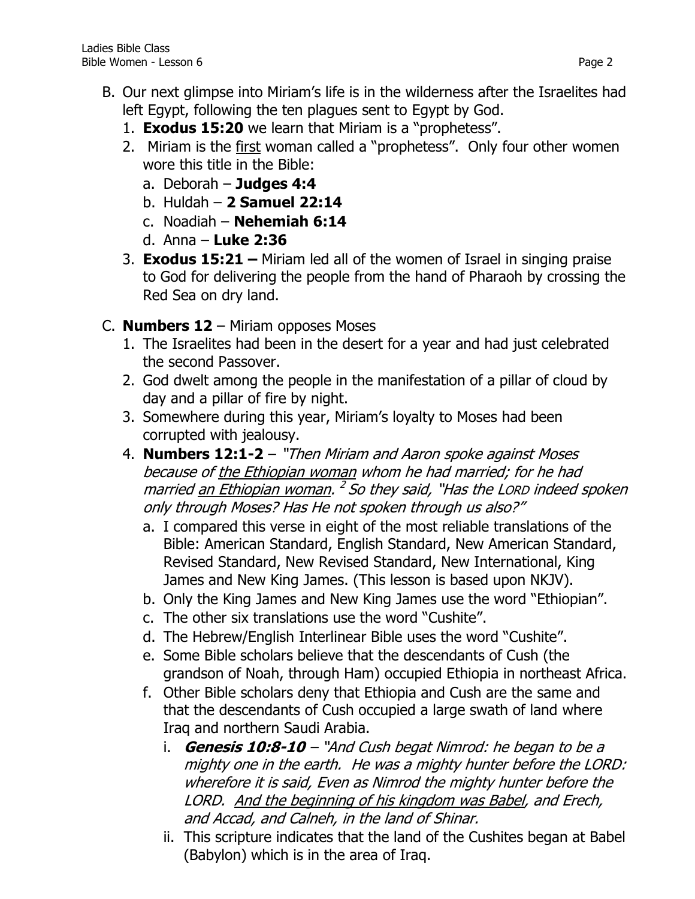B. Our next glimpse into Miriam's life is in the wilderness after the Israelites had left Egypt, following the ten plagues sent to Egypt by God.
   1. **Exodus 15:20** we learn that Miriam is a "prophetess".
   2. Miriam is the first woman called a "prophetess". Only four other women wore this title in the Bible:
      a. Deborah – **Judges 4:4**
      b. Huldah – **2 Samuel 22:14**
      c. Noadiah – **Nehemiah 6:14**
      d. Anna – **Luke 2:36**
   3. **Exodus 15:21 –** Miriam led all of the women of Israel in singing praise to God for delivering the people from the hand of Pharaoh by crossing the Red Sea on dry land.

C. **Numbers 12** – Miriam opposes Moses
   1. The Israelites had been in the desert for a year and had just celebrated the second Passover.
   2. God dwelt among the people in the manifestation of a pillar of cloud by day and a pillar of fire by night.
   3. Somewhere during this year, Miriam's loyalty to Moses had been corrupted with jealousy.
   4. **Numbers 12:1-2** – *"Then Miriam and Aaron spoke against Moses because of the Ethiopian woman whom he had married; for he had married an Ethiopian woman. [2] So they said, "Has the LORD indeed spoken only through Moses? Has He not spoken through us also?"*
      a. I compared this verse in eight of the most reliable translations of the Bible: American Standard, English Standard, New American Standard, Revised Standard, New Revised Standard, New International, King James and New King James. (This lesson is based upon NKJV).
      b. Only the King James and New King James use the word "Ethiopian".
      c. The other six translations use the word "Cushite".
      d. The Hebrew/English Interlinear Bible uses the word "Cushite".
      e. Some Bible scholars believe that the descendants of Cush (the grandson of Noah, through Ham) occupied Ethiopia in northeast Africa.
      f. Other Bible scholars deny that Ethiopia and Cush are the same and that the descendants of Cush occupied a large swath of land where Iraq and northern Saudi Arabia.
         i. ***Genesis 10:8-10*** – *"And Cush begat Nimrod: he began to be a mighty one in the earth. He was a mighty hunter before the LORD: wherefore it is said, Even as Nimrod the mighty hunter before the LORD. And the beginning of his kingdom was Babel, and Erech, and Accad, and Calneh, in the land of Shinar.*
         ii. This scripture indicates that the land of the Cushites began at Babel (Babylon) which is in the area of Iraq.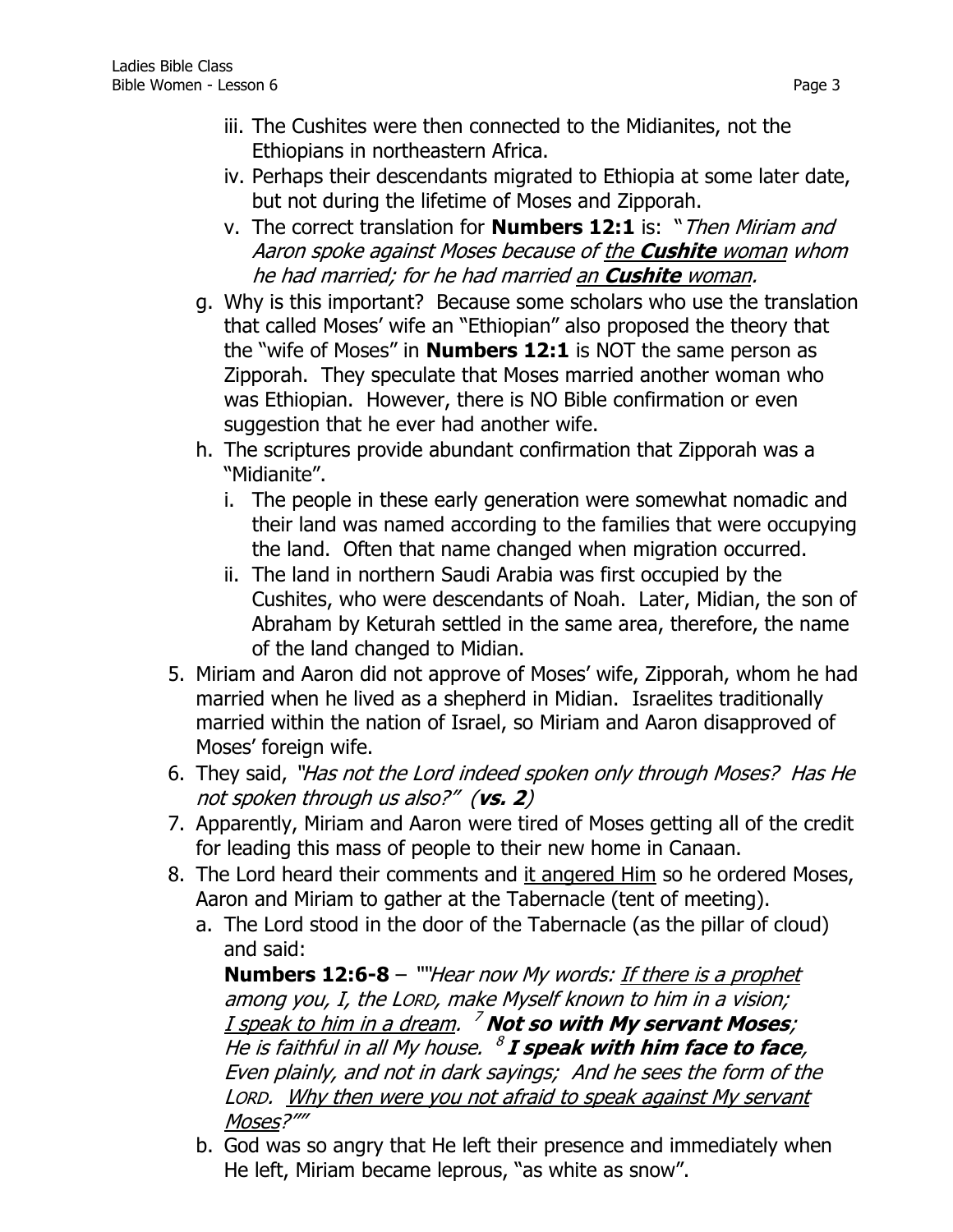iii. The Cushites were then connected to the Midianites, not the Ethiopians in northeastern Africa.
   iv. Perhaps their descendants migrated to Ethiopia at some later date, but not during the lifetime of Moses and Zipporah.
   v. The correct translation for **Numbers 12:1** is: "*Then Miriam and Aaron spoke against Moses because of the* ***Cushite*** *woman whom he had married; for he had married an* ***Cushite*** *woman.*

   g. Why is this important? Because some scholars who use the translation that called Moses' wife an "Ethiopian" also proposed the theory that the "wife of Moses" in **Numbers 12:1** is NOT the same person as Zipporah. They speculate that Moses married another woman who was Ethiopian. However, there is NO Bible confirmation or even suggestion that he ever had another wife.
   h. The scriptures provide abundant confirmation that Zipporah was a "Midianite".
      i. The people in these early generation were somewhat nomadic and their land was named according to the families that were occupying the land. Often that name changed when migration occurred.
      ii. The land in northern Saudi Arabia was first occupied by the Cushites, who were descendants of Noah. Later, Midian, the son of Abraham by Keturah settled in the same area, therefore, the name of the land changed to Midian.

5. Miriam and Aaron did not approve of Moses' wife, Zipporah, whom he had married when he lived as a shepherd in Midian. Israelites traditionally married within the nation of Israel, so Miriam and Aaron disapproved of Moses' foreign wife.
6. They said, *"Has not the Lord indeed spoken only through Moses? Has He not spoken through us also?"* (**vs. 2**)
7. Apparently, Miriam and Aaron were tired of Moses getting all of the credit for leading this mass of people to their new home in Canaan.
8. The Lord heard their comments and it angered Him so he ordered Moses, Aaron and Miriam to gather at the Tabernacle (tent of meeting).
   a. The Lord stood in the door of the Tabernacle (as the pillar of cloud) and said:
      **Numbers 12:6-8** – ""*Hear now My words: If there is a prophet among you, I, the LORD, make Myself known to him in a vision; I speak to him in a dream.* [7] ***Not so with My servant Moses****; He is faithful in all My house.* [8] ***I speak with him face to face****, Even plainly, and not in dark sayings; And he sees the form of the LORD. Why then were you not afraid to speak against My servant Moses?*""
   b. God was so angry that He left their presence and immediately when He left, Miriam became leprous, "as white as snow".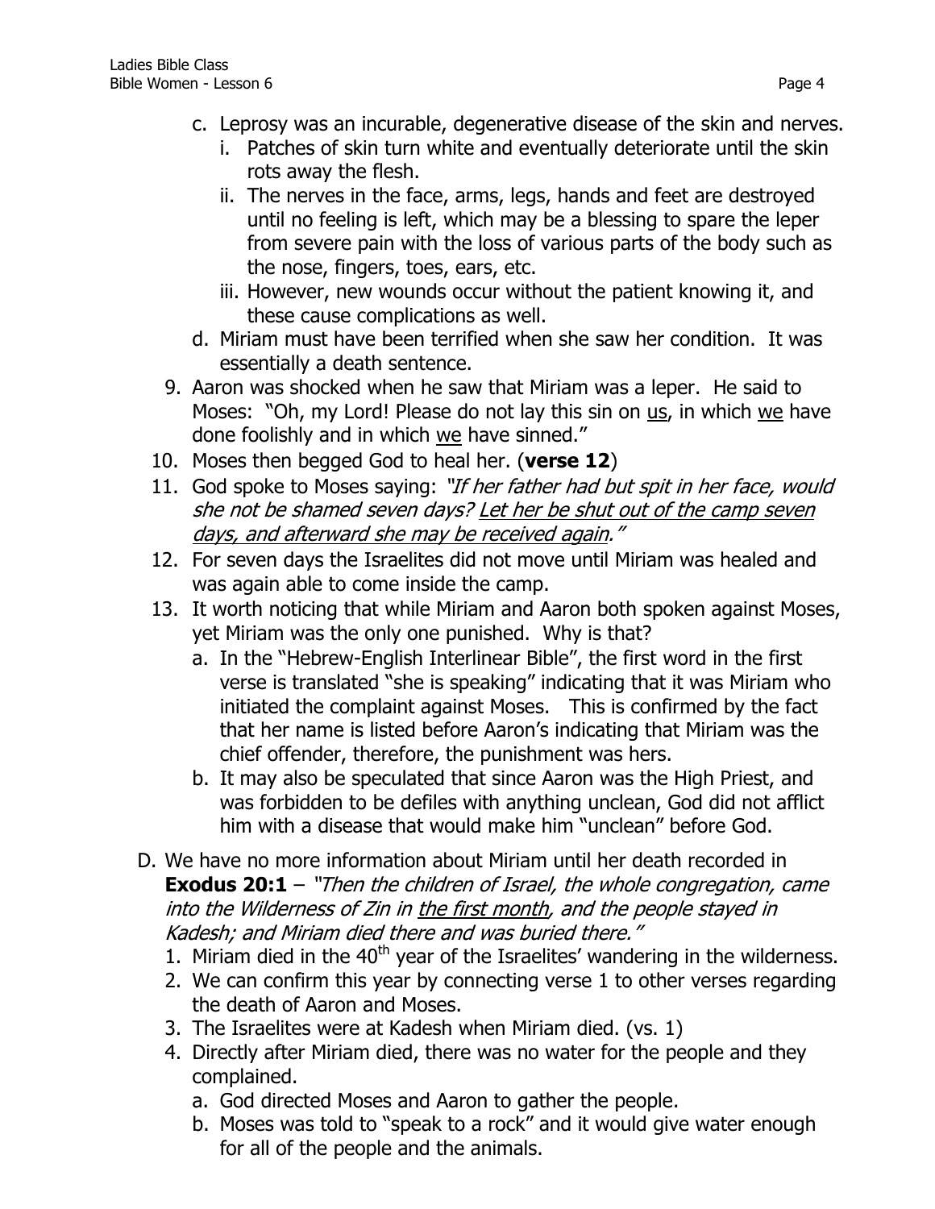c. Leprosy was an incurable, degenerative disease of the skin and nerves.
   i. Patches of skin turn white and eventually deteriorate until the skin rots away the flesh.
   ii. The nerves in the face, arms, legs, hands and feet are destroyed until no feeling is left, which may be a blessing to spare the leper from severe pain with the loss of various parts of the body such as the nose, fingers, toes, ears, etc.
   iii. However, new wounds occur without the patient knowing it, and these cause complications as well.

d. Miriam must have been terrified when she saw her condition. It was essentially a death sentence.

9. Aaron was shocked when he saw that Miriam was a leper. He said to Moses: "Oh, my Lord! Please do not lay this sin on <u>us</u>, in which <u>we</u> have done foolishly and in which <u>we</u> have sinned."
10. Moses then begged God to heal her. (**verse 12**)
11. God spoke to Moses saying: *"If her father had but spit in her face, would she not be shamed seven days? <u>Let her be shut out of the camp seven days, and afterward she may be received again</u>."*
12. For seven days the Israelites did not move until Miriam was healed and was again able to come inside the camp.
13. It worth noticing that while Miriam and Aaron both spoken against Moses, yet Miriam was the only one punished. Why is that?
    a. In the "Hebrew-English Interlinear Bible", the first word in the first verse is translated "she is speaking" indicating that it was Miriam who initiated the complaint against Moses. This is confirmed by the fact that her name is listed before Aaron's indicating that Miriam was the chief offender, therefore, the punishment was hers.
    b. It may also be speculated that since Aaron was the High Priest, and was forbidden to be defiles with anything unclean, God did not afflict him with a disease that would make him "unclean" before God.

D. We have no more information about Miriam until her death recorded in **Exodus 20:1** – *"Then the children of Israel, the whole congregation, came into the Wilderness of Zin in <u>the first month</u>, and the people stayed in Kadesh; and Miriam died there and was buried there."*
   1. Miriam died in the 40th year of the Israelites' wandering in the wilderness.
   2. We can confirm this year by connecting verse 1 to other verses regarding the death of Aaron and Moses.
   3. The Israelites were at Kadesh when Miriam died. (vs. 1)
   4. Directly after Miriam died, there was no water for the people and they complained.
      a. God directed Moses and Aaron to gather the people.
      b. Moses was told to "speak to a rock" and it would give water enough for all of the people and the animals.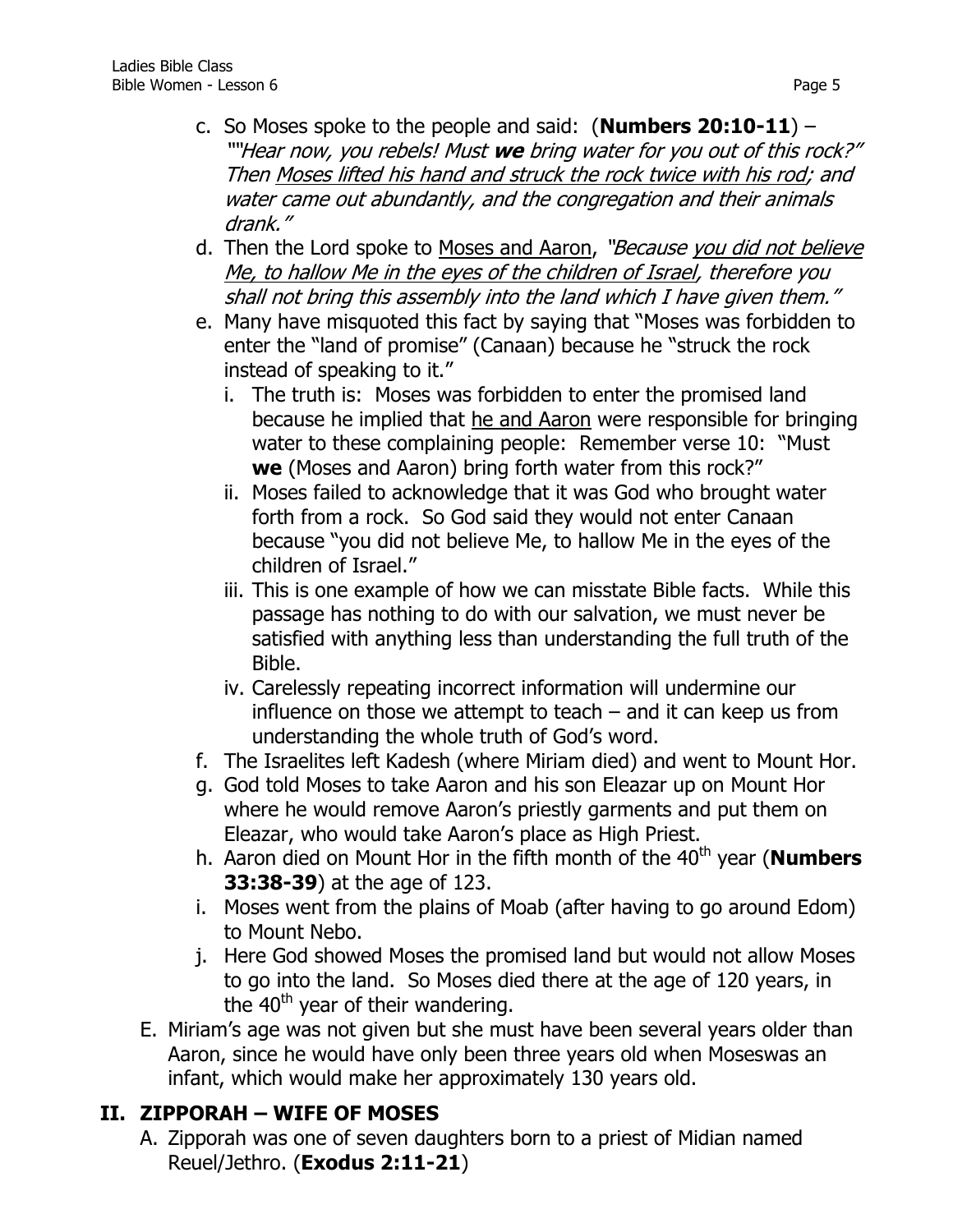c. So Moses spoke to the people and said: (**Numbers 20:10-11**) – *""Hear now, you rebels! Must **we** bring water for you out of this rock?" Then <u>Moses lifted his hand and struck the rock twice with his rod</u>; and water came out abundantly, and the congregation and their animals drank."*

d. Then the Lord spoke to <u>Moses and Aaron</u>, *"Because <u>you did not believe Me, to hallow Me in the eyes of the children of Israel</u>, therefore you shall not bring this assembly into the land which I have given them."*

e. Many have misquoted this fact by saying that "Moses was forbidden to enter the "land of promise" (Canaan) because he "struck the rock instead of speaking to it."

   i. The truth is: Moses was forbidden to enter the promised land because he implied that <u>he and Aaron</u> were responsible for bringing water to these complaining people: Remember verse 10: "Must **we** (Moses and Aaron) bring forth water from this rock?"

   ii. Moses failed to acknowledge that it was God who brought water forth from a rock. So God said they would not enter Canaan because "you did not believe Me, to hallow Me in the eyes of the children of Israel."

   iii. This is one example of how we can misstate Bible facts. While this passage has nothing to do with our salvation, we must never be satisfied with anything less than understanding the full truth of the Bible.

   iv. Carelessly repeating incorrect information will undermine our influence on those we attempt to teach – and it can keep us from understanding the whole truth of God's word.

f. The Israelites left Kadesh (where Miriam died) and went to Mount Hor.

g. God told Moses to take Aaron and his son Eleazar up on Mount Hor where he would remove Aaron's priestly garments and put them on Eleazar, who would take Aaron's place as High Priest.

h. Aaron died on Mount Hor in the fifth month of the 40th year (**Numbers 33:38-39**) at the age of 123.

i. Moses went from the plains of Moab (after having to go around Edom) to Mount Nebo.

j. Here God showed Moses the promised land but would not allow Moses to go into the land. So Moses died there at the age of 120 years, in the 40th year of their wandering.

E. Miriam's age was not given but she must have been several years older than Aaron, since he would have only been three years old when Moseswas an infant, which would make her approximately 130 years old.

## II. ZIPPORAH – WIFE OF MOSES

A. Zipporah was one of seven daughters born to a priest of Midian named Reuel/Jethro. (**Exodus 2:11-21**)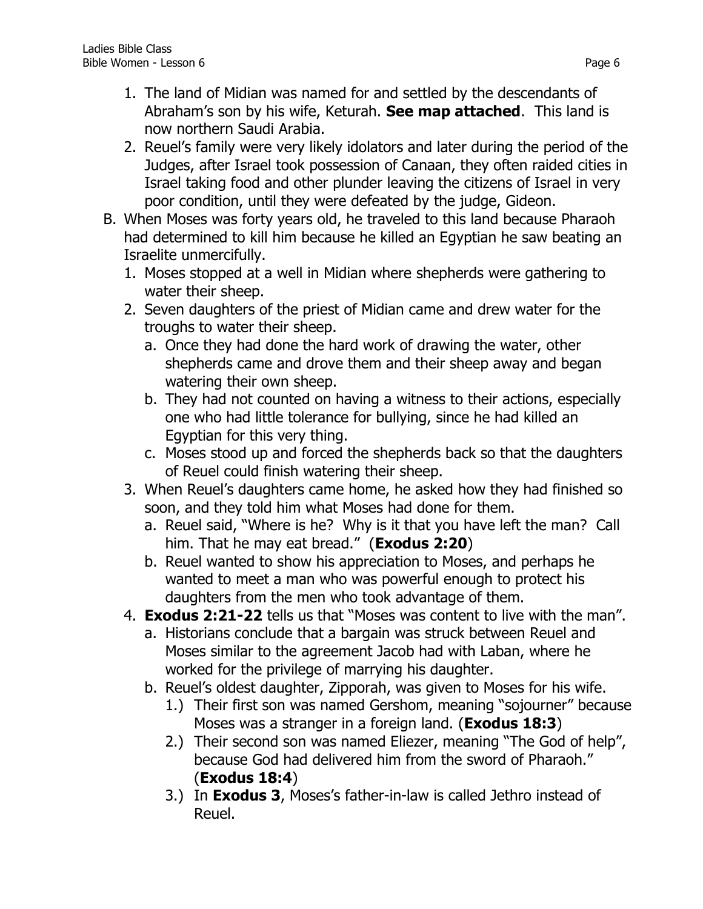1. The land of Midian was named for and settled by the descendants of Abraham's son by his wife, Keturah. **See map attached**. This land is now northern Saudi Arabia.
2. Reuel's family were very likely idolators and later during the period of the Judges, after Israel took possession of Canaan, they often raided cities in Israel taking food and other plunder leaving the citizens of Israel in very poor condition, until they were defeated by the judge, Gideon.

B. When Moses was forty years old, he traveled to this land because Pharaoh had determined to kill him because he killed an Egyptian he saw beating an Israelite unmercifully.

1. Moses stopped at a well in Midian where shepherds were gathering to water their sheep.
2. Seven daughters of the priest of Midian came and drew water for the troughs to water their sheep.
    a. Once they had done the hard work of drawing the water, other shepherds came and drove them and their sheep away and began watering their own sheep.
    b. They had not counted on having a witness to their actions, especially one who had little tolerance for bullying, since he had killed an Egyptian for this very thing.
    c. Moses stood up and forced the shepherds back so that the daughters of Reuel could finish watering their sheep.
3. When Reuel's daughters came home, he asked how they had finished so soon, and they told him what Moses had done for them.
    a. Reuel said, "Where is he? Why is it that you have left the man? Call him. That he may eat bread." (**Exodus 2:20**)
    b. Reuel wanted to show his appreciation to Moses, and perhaps he wanted to meet a man who was powerful enough to protect his daughters from the men who took advantage of them.
4. **Exodus 2:21-22** tells us that "Moses was content to live with the man".
    a. Historians conclude that a bargain was struck between Reuel and Moses similar to the agreement Jacob had with Laban, where he worked for the privilege of marrying his daughter.
    b. Reuel's oldest daughter, Zipporah, was given to Moses for his wife.
        1.) Their first son was named Gershom, meaning "sojourner" because Moses was a stranger in a foreign land. (**Exodus 18:3**)
        2.) Their second son was named Eliezer, meaning "The God of help", because God had delivered him from the sword of Pharaoh." (**Exodus 18:4**)
        3.) In **Exodus 3**, Moses's father-in-law is called Jethro instead of Reuel.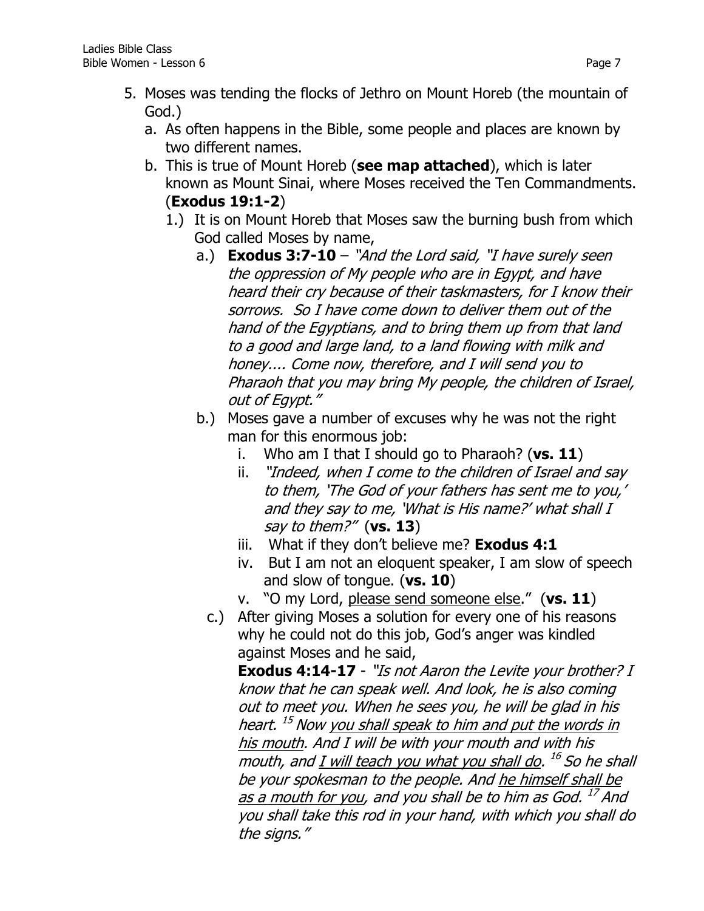5. Moses was tending the flocks of Jethro on Mount Horeb (the mountain of God.)
   a. As often happens in the Bible, some people and places are known by two different names.
   b. This is true of Mount Horeb (**see map attached**), which is later known as Mount Sinai, where Moses received the Ten Commandments. (**Exodus 19:1-2**)
      1.) It is on Mount Horeb that Moses saw the burning bush from which God called Moses by name,
         a.) **Exodus 3:7-10** – *"And the Lord said, "I have surely seen the oppression of My people who are in Egypt, and have heard their cry because of their taskmasters, for I know their sorrows. So I have come down to deliver them out of the hand of the Egyptians, and to bring them up from that land to a good and large land, to a land flowing with milk and honey.... Come now, therefore, and I will send you to Pharaoh that you may bring My people, the children of Israel, out of Egypt."*
         b.) Moses gave a number of excuses why he was not the right man for this enormous job:
            i. Who am I that I should go to Pharaoh? (**vs. 11**)
            ii. *"Indeed, when I come to the children of Israel and say to them, 'The God of your fathers has sent me to you,' and they say to me, 'What is His name?' what shall I say to them?"* (**vs. 13**)
            iii. What if they don't believe me? **Exodus 4:1**
            iv. But I am not an eloquent speaker, I am slow of speech and slow of tongue. (**vs. 10**)
            v. "O my Lord, <u>please send someone else</u>." (**vs. 11**)
         c.) After giving Moses a solution for every one of his reasons why he could not do this job, God's anger was kindled against Moses and he said,
            **Exodus 4:14-17** - *"Is not Aaron the Levite your brother? I know that he can speak well. And look, he is also coming out to meet you. When he sees you, he will be glad in his heart. [15] Now <u>you shall speak to him and put the words in his mouth</u>. And I will be with your mouth and with his mouth, and <u>I will teach you what you shall do</u>. [16] So he shall be your spokesman to the people. And <u>he himself shall be as a mouth for you</u>, and you shall be to him as God. [17] And you shall take this rod in your hand, with which you shall do the signs."*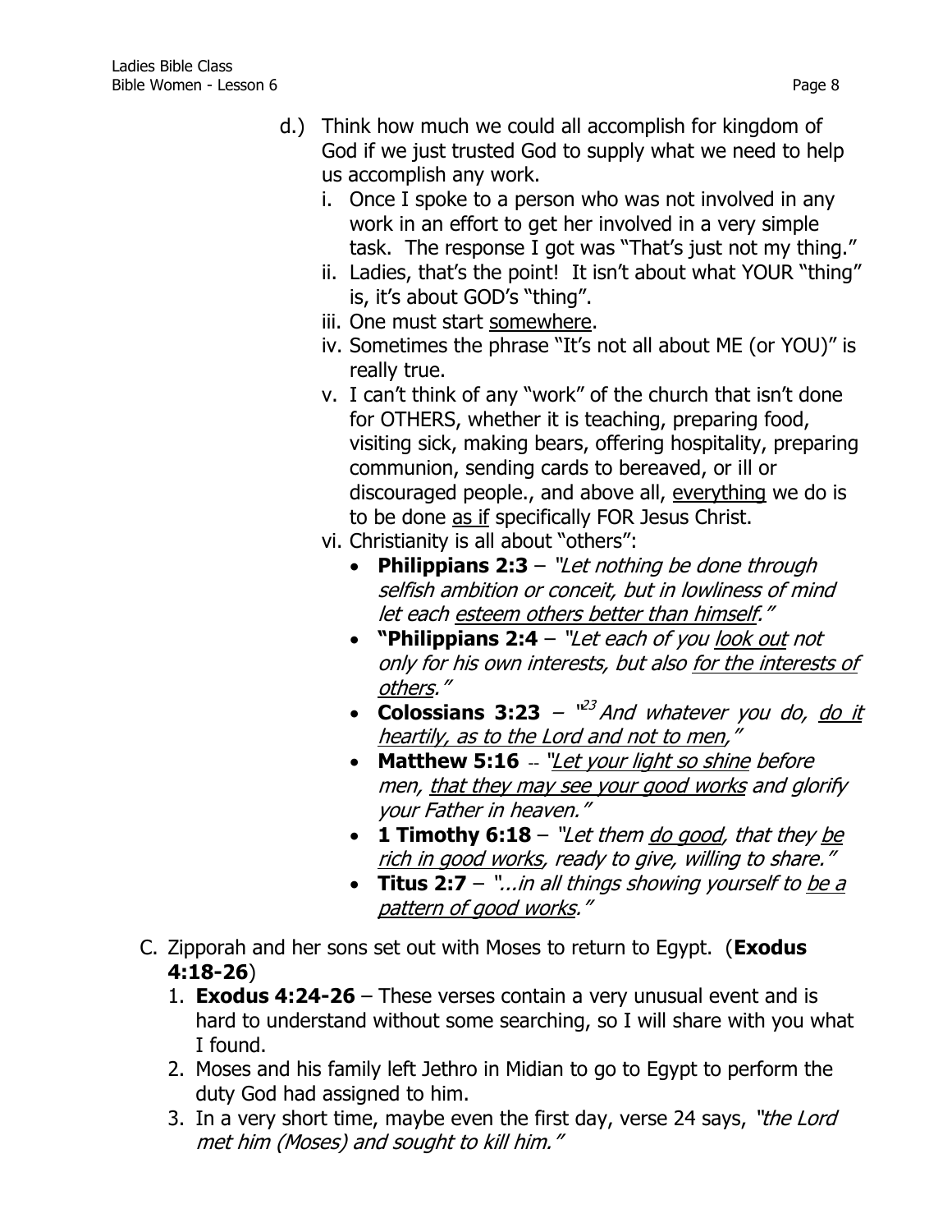d.) Think how much we could all accomplish for kingdom of God if we just trusted God to supply what we need to help us accomplish any work.

   i. Once I spoke to a person who was not involved in any work in an effort to get her involved in a very simple task. The response I got was "That's just not my thing."

   ii. Ladies, that's the point! It isn't about what YOUR "thing" is, it's about GOD's "thing".

   iii. One must start <u>somewhere</u>.

   iv. Sometimes the phrase "It's not all about ME (or YOU)" is really true.

   v. I can't think of any "work" of the church that isn't done for OTHERS, whether it is teaching, preparing food, visiting sick, making bears, offering hospitality, preparing communion, sending cards to bereaved, or ill or discouraged people., and above all, <u>everything</u> we do is to be done <u>as if</u> specifically FOR Jesus Christ.

   vi. Christianity is all about "others":

   - **Philippians 2:3** – *"Let nothing be done through selfish ambition or conceit, but in lowliness of mind let each <u>esteem others better than himself</u>."*
   - **"Philippians 2:4** – *"Let each of you <u>look out</u> not only for his own interests, but also <u>for the interests of others</u>."*
   - **Colossians 3:23** – *"[23] And whatever you do, <u>do it heartily, as to the Lord and not to men</u>,"*
   - **Matthew 5:16** -- *"<u>Let your light so shine</u> before men, <u>that they may see your good works</u> and glorify your Father in heaven."*
   - **1 Timothy 6:18** – *"Let them <u>do good</u>, that they <u>be rich in good works</u>, ready to give, willing to share."*
   - **Titus 2:7** – *"...in all things showing yourself to <u>be a pattern of good works</u>."*

C. Zipporah and her sons set out with Moses to return to Egypt. (**Exodus 4:18-26**)

1. **Exodus 4:24-26** – These verses contain a very unusual event and is hard to understand without some searching, so I will share with you what I found.
2. Moses and his family left Jethro in Midian to go to Egypt to perform the duty God had assigned to him.
3. In a very short time, maybe even the first day, verse 24 says, *"the Lord met him (Moses) and sought to kill him."*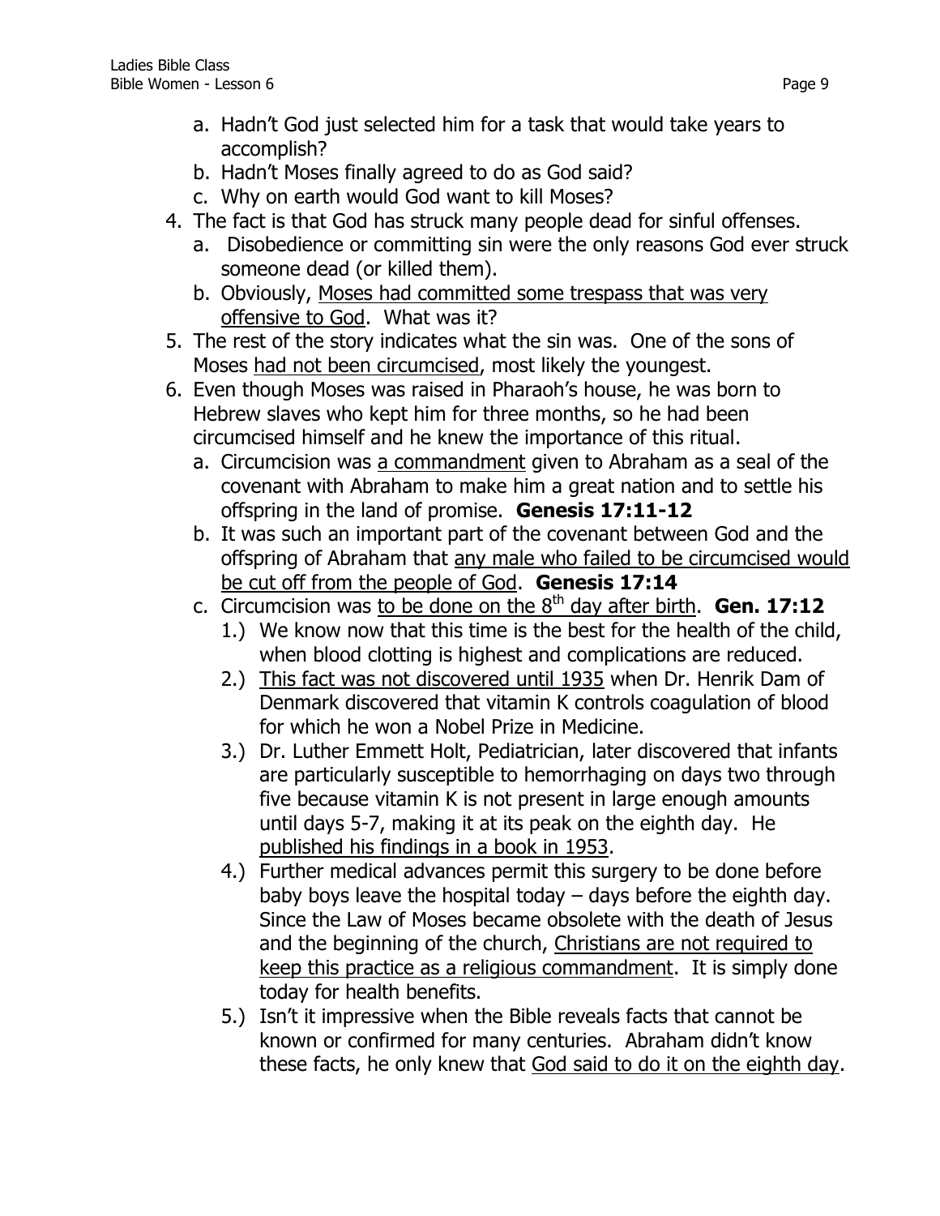a. Hadn't God just selected him for a task that would take years to accomplish?
   b. Hadn't Moses finally agreed to do as God said?
   c. Why on earth would God want to kill Moses?

4. The fact is that God has struck many people dead for sinful offenses.
   a. Disobedience or committing sin were the only reasons God ever struck someone dead (or killed them).
   b. Obviously, <u>Moses had committed some trespass that was very offensive to God</u>. What was it?

5. The rest of the story indicates what the sin was. One of the sons of Moses <u>had not been circumcised</u>, most likely the youngest.

6. Even though Moses was raised in Pharaoh's house, he was born to Hebrew slaves who kept him for three months, so he had been circumcised himself and he knew the importance of this ritual.
   a. Circumcision was <u>a commandment</u> given to Abraham as a seal of the covenant with Abraham to make him a great nation and to settle his offspring in the land of promise. **Genesis 17:11-12**
   b. It was such an important part of the covenant between God and the offspring of Abraham that <u>any male who failed to be circumcised would be cut off from the people of God</u>. **Genesis 17:14**
   c. Circumcision was <u>to be done on the 8th day after birth</u>. **Gen. 17:12**
      1.) We know now that this time is the best for the health of the child, when blood clotting is highest and complications are reduced.
      2.) <u>This fact was not discovered until 1935</u> when Dr. Henrik Dam of Denmark discovered that vitamin K controls coagulation of blood for which he won a Nobel Prize in Medicine.
      3.) Dr. Luther Emmett Holt, Pediatrician, later discovered that infants are particularly susceptible to hemorrhaging on days two through five because vitamin K is not present in large enough amounts until days 5-7, making it at its peak on the eighth day. He <u>published his findings in a book in 1953</u>.
      4.) Further medical advances permit this surgery to be done before baby boys leave the hospital today – days before the eighth day. Since the Law of Moses became obsolete with the death of Jesus and the beginning of the church, <u>Christians are not required to keep this practice as a religious commandment</u>. It is simply done today for health benefits.
      5.) Isn't it impressive when the Bible reveals facts that cannot be known or confirmed for many centuries. Abraham didn't know these facts, he only knew that <u>God said to do it on the eighth day</u>.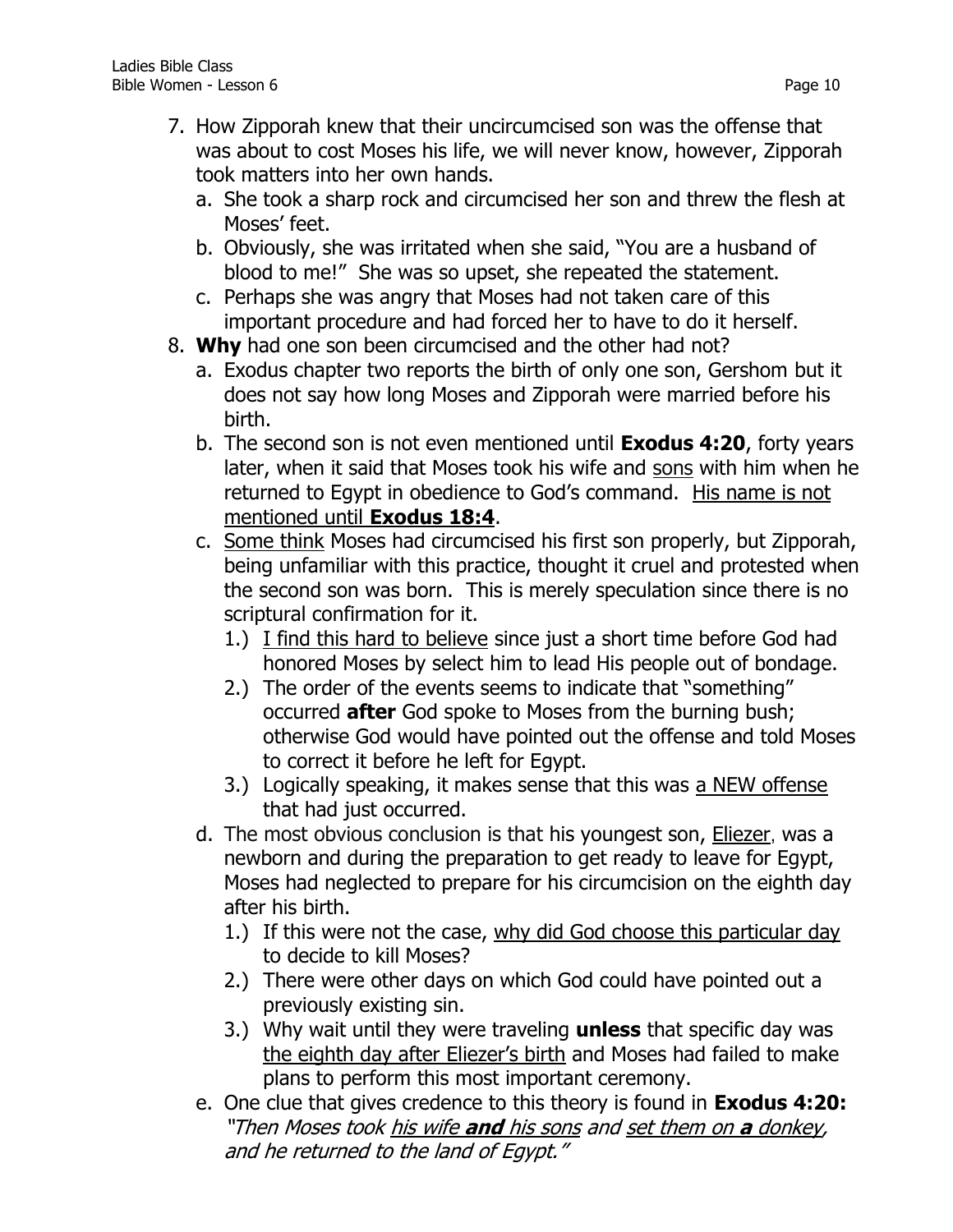7. How Zipporah knew that their uncircumcised son was the offense that was about to cost Moses his life, we will never know, however, Zipporah took matters into her own hands.
   a. She took a sharp rock and circumcised her son and threw the flesh at Moses' feet.
   b. Obviously, she was irritated when she said, "You are a husband of blood to me!" She was so upset, she repeated the statement.
   c. Perhaps she was angry that Moses had not taken care of this important procedure and had forced her to have to do it herself.
8. **Why** had one son been circumcised and the other had not?
   a. Exodus chapter two reports the birth of only one son, Gershom but it does not say how long Moses and Zipporah were married before his birth.
   b. The second son is not even mentioned until **Exodus 4:20**, forty years later, when it said that Moses took his wife and <u>sons</u> with him when he returned to Egypt in obedience to God's command. <u>His name is not mentioned until **Exodus 18:4**</u>.
   c. <u>Some think</u> Moses had circumcised his first son properly, but Zipporah, being unfamiliar with this practice, thought it cruel and protested when the second son was born. This is merely speculation since there is no scriptural confirmation for it.
      1.) <u>I find this hard to believe</u> since just a short time before God had honored Moses by select him to lead His people out of bondage.
      2.) The order of the events seems to indicate that "something" occurred **after** God spoke to Moses from the burning bush; otherwise God would have pointed out the offense and told Moses to correct it before he left for Egypt.
      3.) Logically speaking, it makes sense that this was <u>a NEW offense</u> that had just occurred.
   d. The most obvious conclusion is that his youngest son, <u>Eliezer</u>, was a newborn and during the preparation to get ready to leave for Egypt, Moses had neglected to prepare for his circumcision on the eighth day after his birth.
      1.) If this were not the case, <u>why did God choose this particular day</u> to decide to kill Moses?
      2.) There were other days on which God could have pointed out a previously existing sin.
      3.) Why wait until they were traveling **unless** that specific day was <u>the eighth day after Eliezer's birth</u> and Moses had failed to make plans to perform this most important ceremony.
   e. One clue that gives credence to this theory is found in **Exodus 4:20:** *"Then Moses took <u>his wife **and** his sons</u> and <u>set them on **a** donkey</u>, and he returned to the land of Egypt."*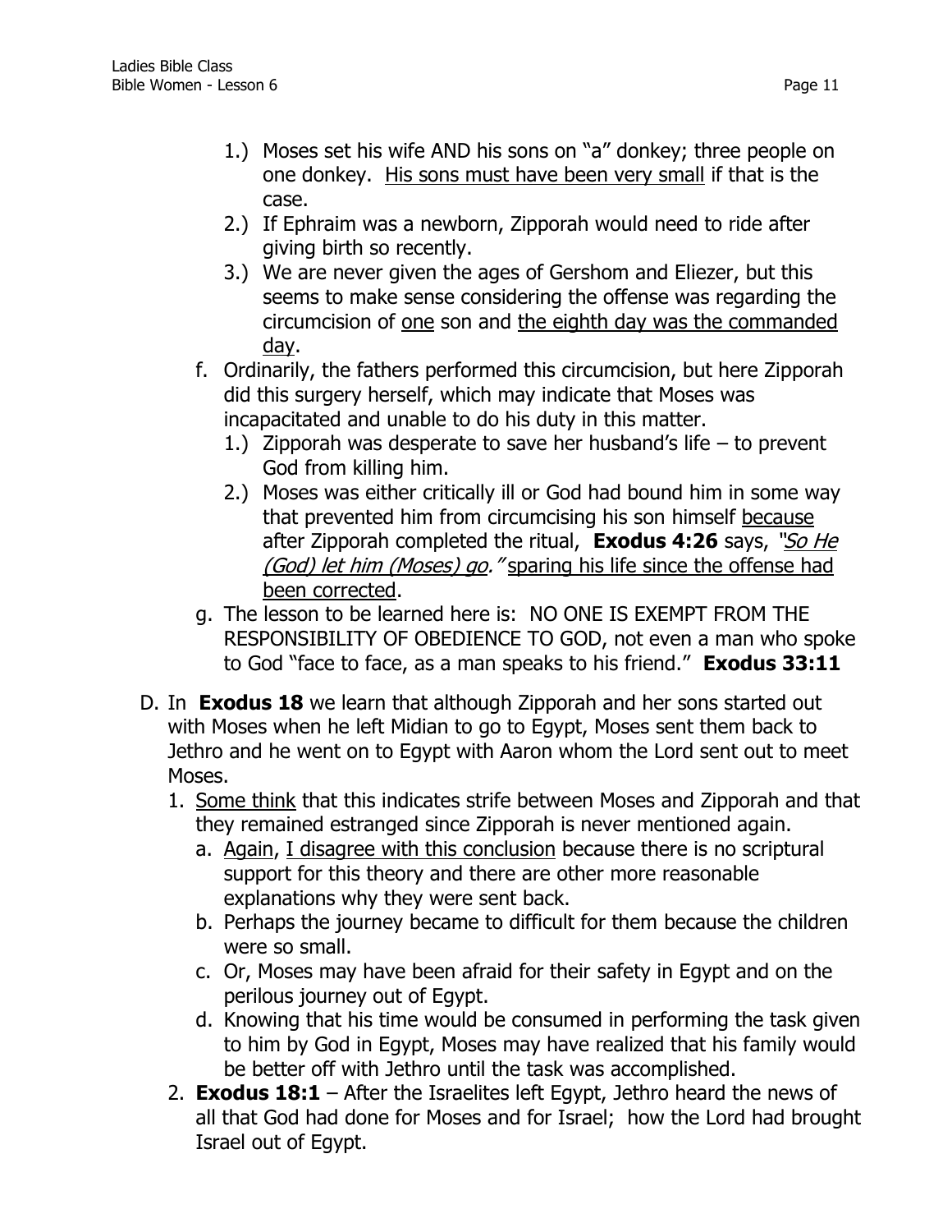1.) Moses set his wife AND his sons on "a" donkey; three people on one donkey. <u>His sons must have been very small</u> if that is the case.
2.) If Ephraim was a newborn, Zipporah would need to ride after giving birth so recently.
3.) We are never given the ages of Gershom and Eliezer, but this seems to make sense considering the offense was regarding the circumcision of <u>one</u> son and <u>the eighth day was the commanded day</u>.

f. Ordinarily, the fathers performed this circumcision, but here Zipporah did this surgery herself, which may indicate that Moses was incapacitated and unable to do his duty in this matter.
   1.) Zipporah was desperate to save her husband's life – to prevent God from killing him.
   2.) Moses was either critically ill or God had bound him in some way that prevented him from circumcising his son himself <u>because</u> after Zipporah completed the ritual, **Exodus 4:26** says, *"<u>So He (God) let him (Moses) go</u>."* <u>sparing his life since the offense had been corrected</u>.

g. The lesson to be learned here is: NO ONE IS EXEMPT FROM THE RESPONSIBILITY OF OBEDIENCE TO GOD, not even a man who spoke to God "face to face, as a man speaks to his friend." **Exodus 33:11**

D. In **Exodus 18** we learn that although Zipporah and her sons started out with Moses when he left Midian to go to Egypt, Moses sent them back to Jethro and he went on to Egypt with Aaron whom the Lord sent out to meet Moses.
   1. <u>Some think</u> that this indicates strife between Moses and Zipporah and that they remained estranged since Zipporah is never mentioned again.
      a. <u>Again</u>, <u>I disagree with this conclusion</u> because there is no scriptural support for this theory and there are other more reasonable explanations why they were sent back.
      b. Perhaps the journey became to difficult for them because the children were so small.
      c. Or, Moses may have been afraid for their safety in Egypt and on the perilous journey out of Egypt.
      d. Knowing that his time would be consumed in performing the task given to him by God in Egypt, Moses may have realized that his family would be better off with Jethro until the task was accomplished.
   2. **Exodus 18:1** – After the Israelites left Egypt, Jethro heard the news of all that God had done for Moses and for Israel; how the Lord had brought Israel out of Egypt.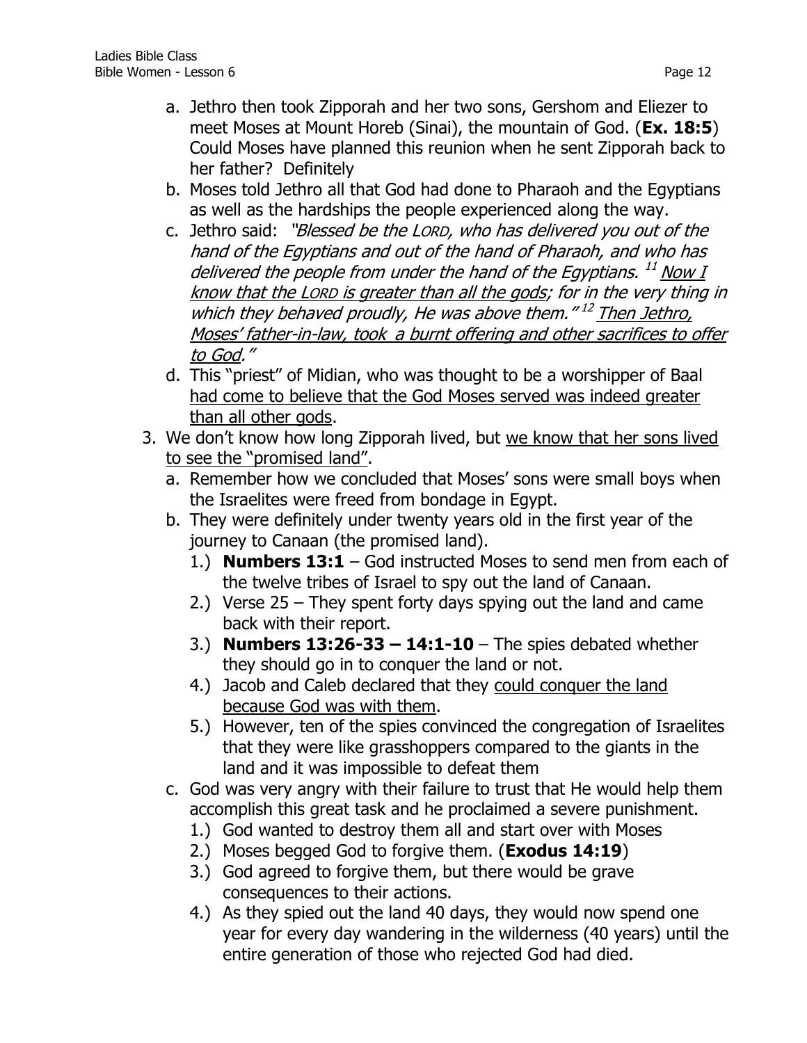a. Jethro then took Zipporah and her two sons, Gershom and Eliezer to meet Moses at Mount Horeb (Sinai), the mountain of God. (**Ex. 18:5**) Could Moses have planned this reunion when he sent Zipporah back to her father? Definitely

b. Moses told Jethro all that God had done to Pharaoh and the Egyptians as well as the hardships the people experienced along the way.

c. Jethro said: *"Blessed be the LORD, who has delivered you out of the hand of the Egyptians and out of the hand of Pharaoh, and who has delivered the people from under the hand of the Egyptians.* [11] *Now I know that the LORD is greater than all the gods; for in the very thing in which they behaved proudly, He was above them."* [12] *Then Jethro, Moses' father-in-law, took a burnt offering and other sacrifices to offer to God."*

d. This "priest" of Midian, who was thought to be a worshipper of Baal had come to believe that the God Moses served was indeed greater than all other gods.

3. We don't know how long Zipporah lived, but we know that her sons lived to see the "promised land".

   a. Remember how we concluded that Moses' sons were small boys when the Israelites were freed from bondage in Egypt.

   b. They were definitely under twenty years old in the first year of the journey to Canaan (the promised land).

      1.) **Numbers 13:1** – God instructed Moses to send men from each of the twelve tribes of Israel to spy out the land of Canaan.

      2.) Verse 25 – They spent forty days spying out the land and came back with their report.

      3.) **Numbers 13:26-33 – 14:1-10** – The spies debated whether they should go in to conquer the land or not.

      4.) Jacob and Caleb declared that they could conquer the land because God was with them.

      5.) However, ten of the spies convinced the congregation of Israelites that they were like grasshoppers compared to the giants in the land and it was impossible to defeat them

   c. God was very angry with their failure to trust that He would help them accomplish this great task and he proclaimed a severe punishment.

      1.) God wanted to destroy them all and start over with Moses

      2.) Moses begged God to forgive them. (**Exodus 14:19**)

      3.) God agreed to forgive them, but there would be grave consequences to their actions.

      4.) As they spied out the land 40 days, they would now spend one year for every day wandering in the wilderness (40 years) until the entire generation of those who rejected God had died.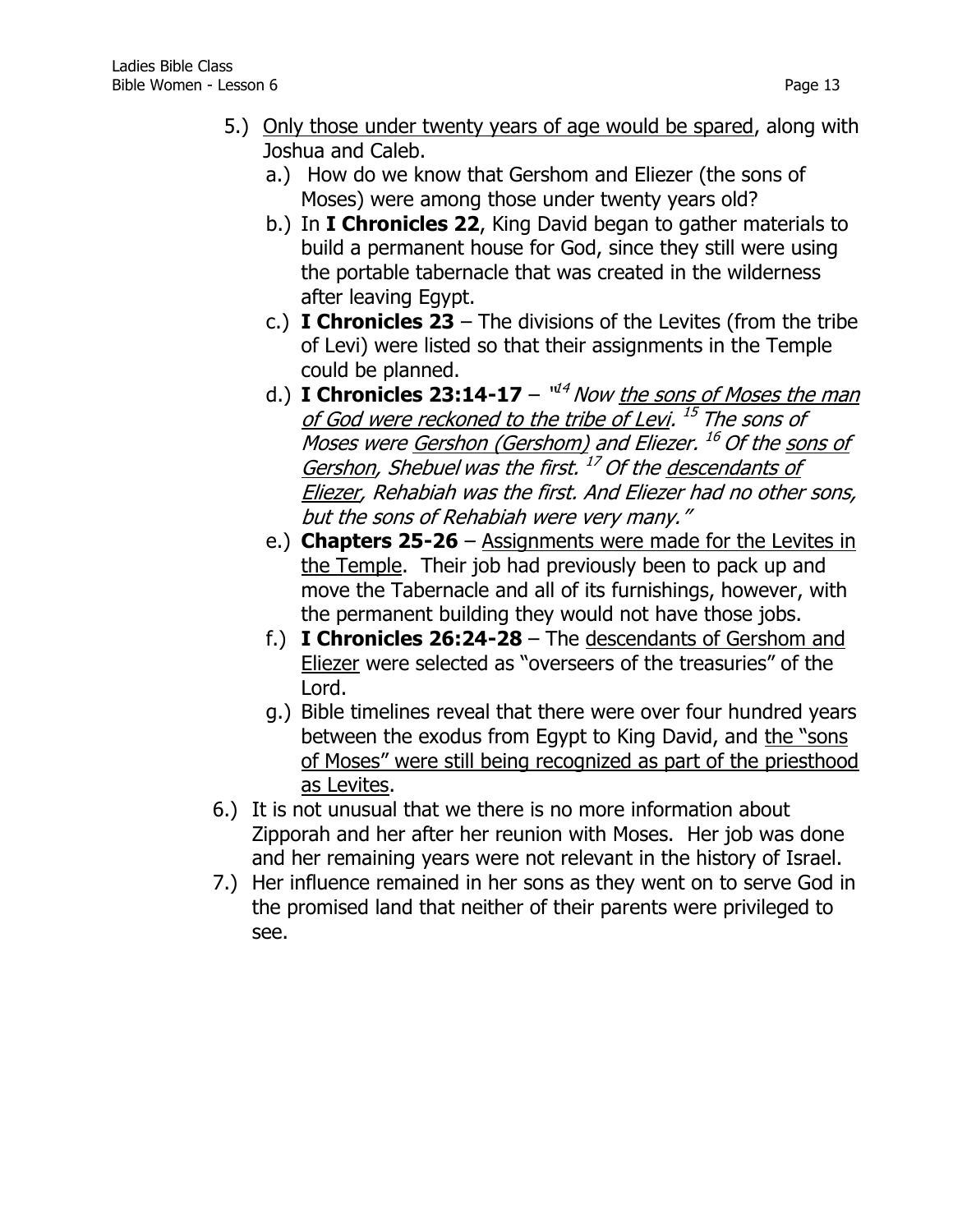5.) Only those under twenty years of age would be spared, along with Joshua and Caleb.

   a.) How do we know that Gershom and Eliezer (the sons of Moses) were among those under twenty years old?

   b.) In **I Chronicles 22**, King David began to gather materials to build a permanent house for God, since they still were using the portable tabernacle that was created in the wilderness after leaving Egypt.

   c.) **I Chronicles 23** – The divisions of the Levites (from the tribe of Levi) were listed so that their assignments in the Temple could be planned.

   d.) **I Chronicles 23:14-17** – *"[14] Now the sons of Moses the man of God were reckoned to the tribe of Levi. [15] The sons of Moses were Gershon (Gershom) and Eliezer. [16] Of the sons of Gershon, Shebuel was the first. [17] Of the descendants of Eliezer, Rehabiah was the first. And Eliezer had no other sons, but the sons of Rehabiah were very many."*

   e.) **Chapters 25-26** – Assignments were made for the Levites in the Temple. Their job had previously been to pack up and move the Tabernacle and all of its furnishings, however, with the permanent building they would not have those jobs.

   f.) **I Chronicles 26:24-28** – The descendants of Gershom and Eliezer were selected as "overseers of the treasuries" of the Lord.

   g.) Bible timelines reveal that there were over four hundred years between the exodus from Egypt to King David, and the "sons of Moses" were still being recognized as part of the priesthood as Levites.

6.) It is not unusual that we there is no more information about Zipporah and her after her reunion with Moses. Her job was done and her remaining years were not relevant in the history of Israel.

7.) Her influence remained in her sons as they went on to serve God in the promised land that neither of their parents were privileged to see.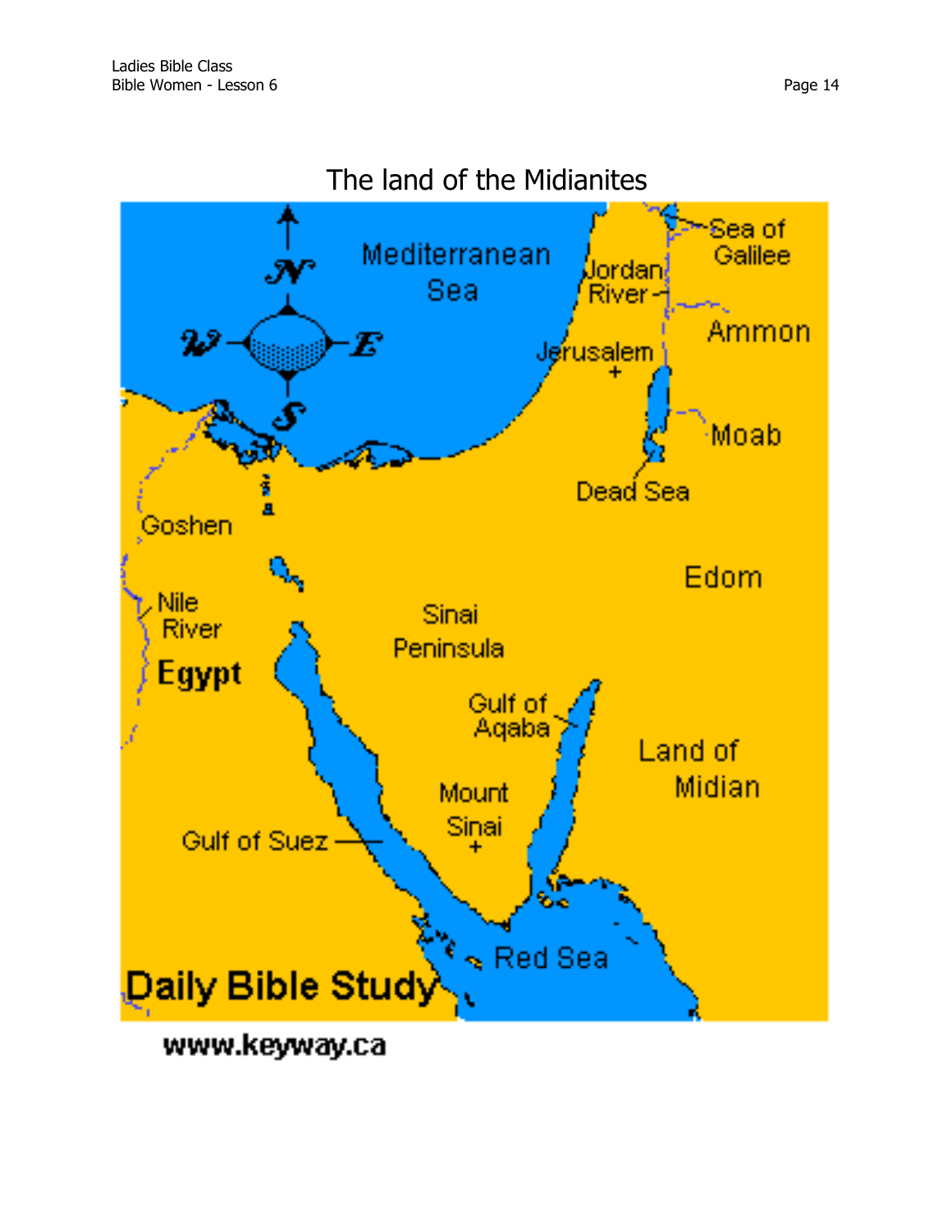# The land of the Midianites

Mediterranean Sea

Sea of Galilee

Jordan River

Ammon

Jerusalem

Moab

Dead Sea

Goshen

Edom

Nile River

Sinai Peninsula

Egypt

Gulf of Aqaba

Land of Midian

Mount Sinai

Gulf of Suez

Red Sea

Daily Bible Study

www.keyway.ca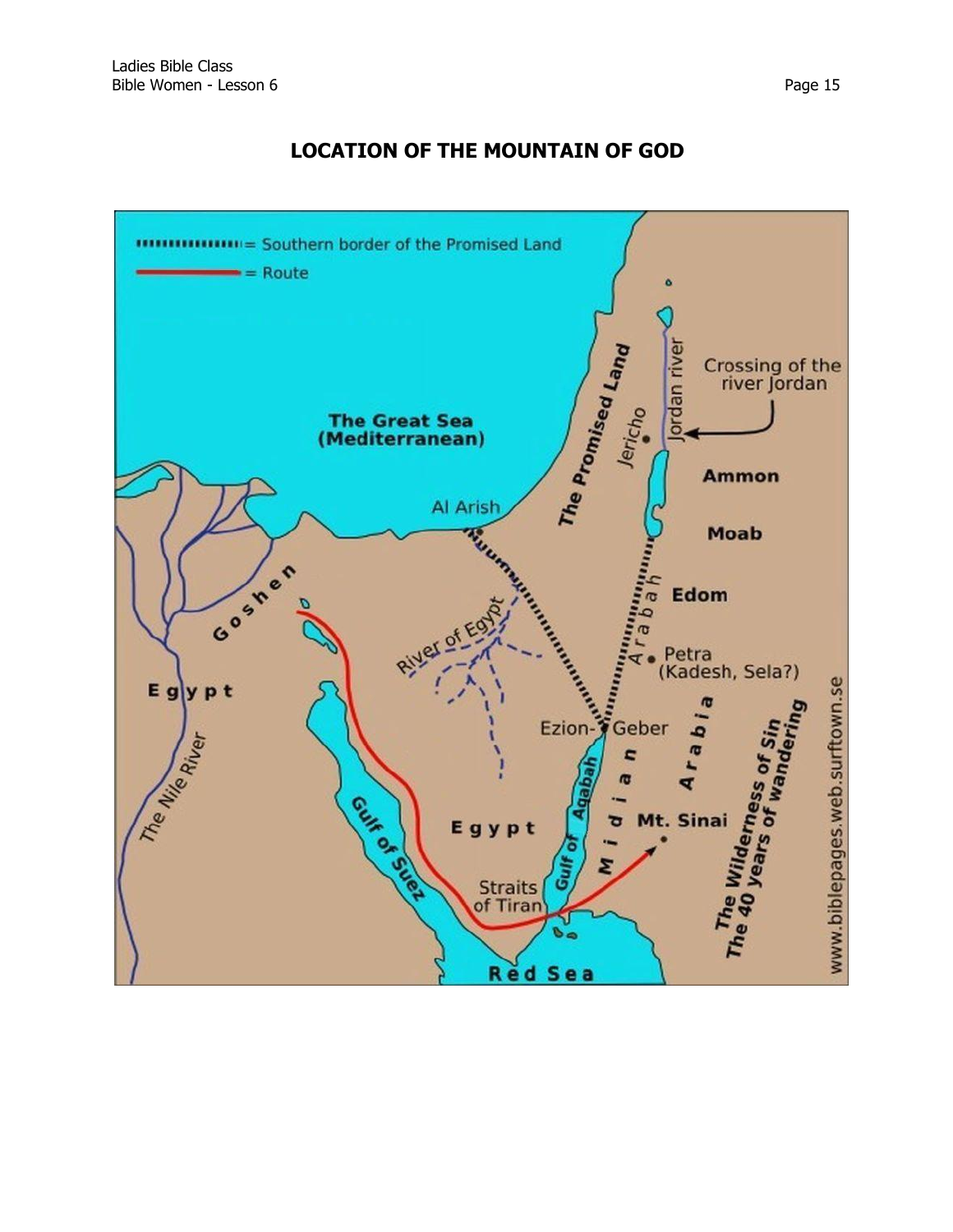# LOCATION OF THE MOUNTAIN OF GOD

= Southern border of the Promised Land

= Route

The Great Sea (Mediterranean)

The Promised Land

Jericho

Jordan river

Crossing of the river Jordan

Ammon

Moab

Edom

Al Arish

Goshen

River of Egypt

Arabah

Petra (Kadesh, Sela?)

Egypt

The Nile River

Ezion-Geber

Arabia

Midian

Gulf of Suez

Gulf of Aqabah

Egypt

Mt. Sinai

The Wilderness of Sin

The 40 years of wandering

Straits of Tiran

Red Sea

www.biblepages.web.surftown.se